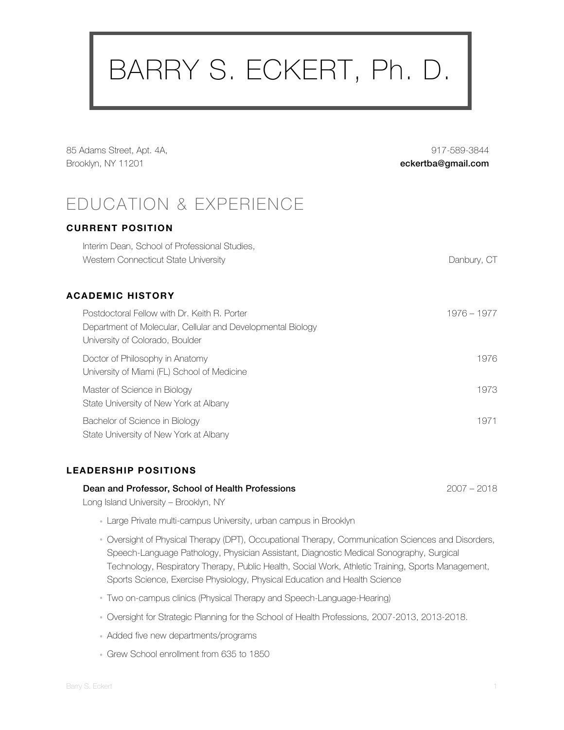# BARRY S. ECKERT, Ph. D.

85 Adams Street, Apt. 4A,
Brooklyn, NY 11201

917-589-3844
**eckertba@gmail.com**

## EDUCATION & EXPERIENCE

### CURRENT POSITION

Interim Dean, School of Professional Studies,
Western Connecticut State University — Danbury, CT

### ACADEMIC HISTORY

Postdoctoral Fellow with Dr. Keith R. Porter — 1976 – 1977
Department of Molecular, Cellular and Developmental Biology
University of Colorado, Boulder

Doctor of Philosophy in Anatomy — 1976
University of Miami (FL) School of Medicine

Master of Science in Biology — 1973
State University of New York at Albany

Bachelor of Science in Biology — 1971
State University of New York at Albany

### LEADERSHIP POSITIONS

**Dean and Professor, School of Health Professions** — 2007 – 2018
Long Island University – Brooklyn, NY

- Large Private multi-campus University, urban campus in Brooklyn
- Oversight of Physical Therapy (DPT), Occupational Therapy, Communication Sciences and Disorders, Speech-Language Pathology, Physician Assistant, Diagnostic Medical Sonography, Surgical Technology, Respiratory Therapy, Public Health, Social Work, Athletic Training, Sports Management, Sports Science, Exercise Physiology, Physical Education and Health Science
- Two on-campus clinics (Physical Therapy and Speech-Language-Hearing)
- Oversight for Strategic Planning for the School of Health Professions, 2007-2013, 2013-2018.
- Added five new departments/programs
- Grew School enrollment from 635 to 1850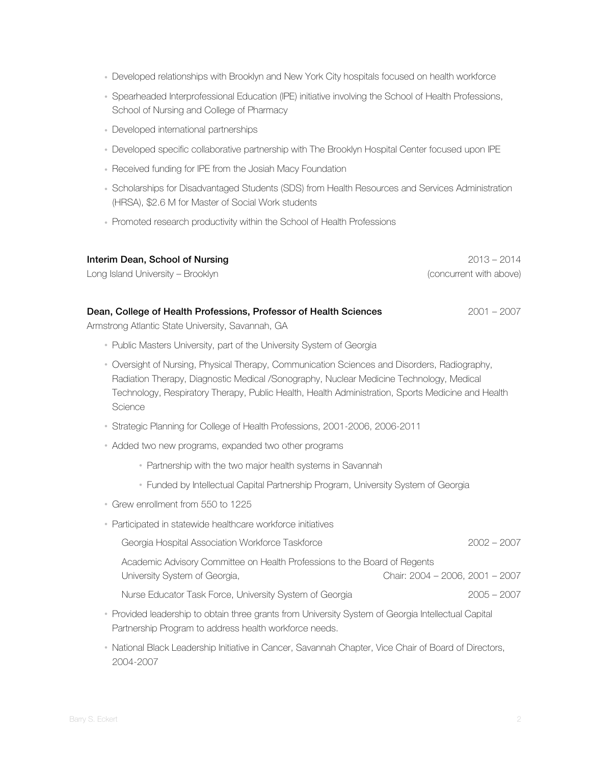- Developed relationships with Brooklyn and New York City hospitals focused on health workforce
- Spearheaded Interprofessional Education (IPE) initiative involving the School of Health Professions, School of Nursing and College of Pharmacy
- Developed international partnerships
- Developed specific collaborative partnership with The Brooklyn Hospital Center focused upon IPE
- Received funding for IPE from the Josiah Macy Foundation
- Scholarships for Disadvantaged Students (SDS) from Health Resources and Services Administration (HRSA), $2.6 M for Master of Social Work students
- Promoted research productivity within the School of Health Professions

**Interim Dean, School of Nursing** 2013 – 2014
Long Island University – Brooklyn (concurrent with above)

**Dean, College of Health Professions, Professor of Health Sciences** 2001 – 2007
Armstrong Atlantic State University, Savannah, GA

- Public Masters University, part of the University System of Georgia
- Oversight of Nursing, Physical Therapy, Communication Sciences and Disorders, Radiography, Radiation Therapy, Diagnostic Medical /Sonography, Nuclear Medicine Technology, Medical Technology, Respiratory Therapy, Public Health, Health Administration, Sports Medicine and Health Science
- Strategic Planning for College of Health Professions, 2001-2006, 2006-2011
- Added two new programs, expanded two other programs
    - Partnership with the two major health systems in Savannah
    - Funded by Intellectual Capital Partnership Program, University System of Georgia
- Grew enrollment from 550 to 1225
- Participated in statewide healthcare workforce initiatives

  Georgia Hospital Association Workforce Taskforce 2002 – 2007

  Academic Advisory Committee on Health Professions to the Board of Regents University System of Georgia, Chair: 2004 – 2006, 2001 – 2007

  Nurse Educator Task Force, University System of Georgia 2005 – 2007
- Provided leadership to obtain three grants from University System of Georgia Intellectual Capital Partnership Program to address health workforce needs.
- National Black Leadership Initiative in Cancer, Savannah Chapter, Vice Chair of Board of Directors, 2004-2007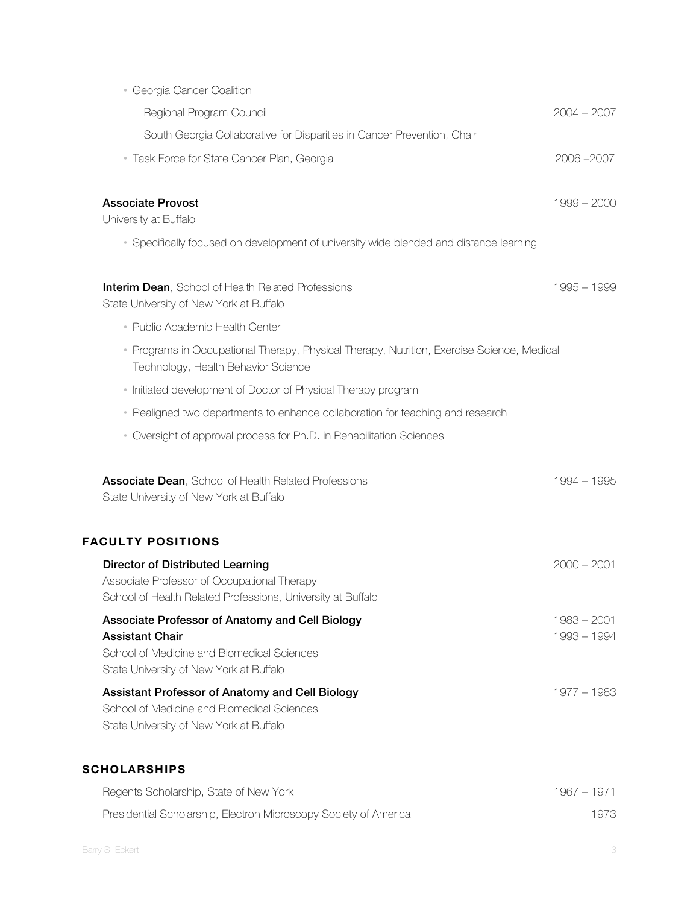- Georgia Cancer Coalition
  - Regional Program Council — 2004 – 2007
  - South Georgia Collaborative for Disparities in Cancer Prevention, Chair
- Task Force for State Cancer Plan, Georgia — 2006 –2007

**Associate Provost** — 1999 – 2000
University at Buffalo

- Specifically focused on development of university wide blended and distance learning

**Interim Dean**, School of Health Related Professions — 1995 – 1999
State University of New York at Buffalo

- Public Academic Health Center
- Programs in Occupational Therapy, Physical Therapy, Nutrition, Exercise Science, Medical Technology, Health Behavior Science
- Initiated development of Doctor of Physical Therapy program
- Realigned two departments to enhance collaboration for teaching and research
- Oversight of approval process for Ph.D. in Rehabilitation Sciences

**Associate Dean**, School of Health Related Professions — 1994 – 1995
State University of New York at Buffalo

## FACULTY POSITIONS

**Director of Distributed Learning** — 2000 – 2001
Associate Professor of Occupational Therapy
School of Health Related Professions, University at Buffalo

**Associate Professor of Anatomy and Cell Biology** — 1983 – 2001
**Assistant Chair** — 1993 – 1994
School of Medicine and Biomedical Sciences
State University of New York at Buffalo

**Assistant Professor of Anatomy and Cell Biology** — 1977 – 1983
School of Medicine and Biomedical Sciences
State University of New York at Buffalo

## SCHOLARSHIPS

Regents Scholarship, State of New York — 1967 – 1971

Presidential Scholarship, Electron Microscopy Society of America — 1973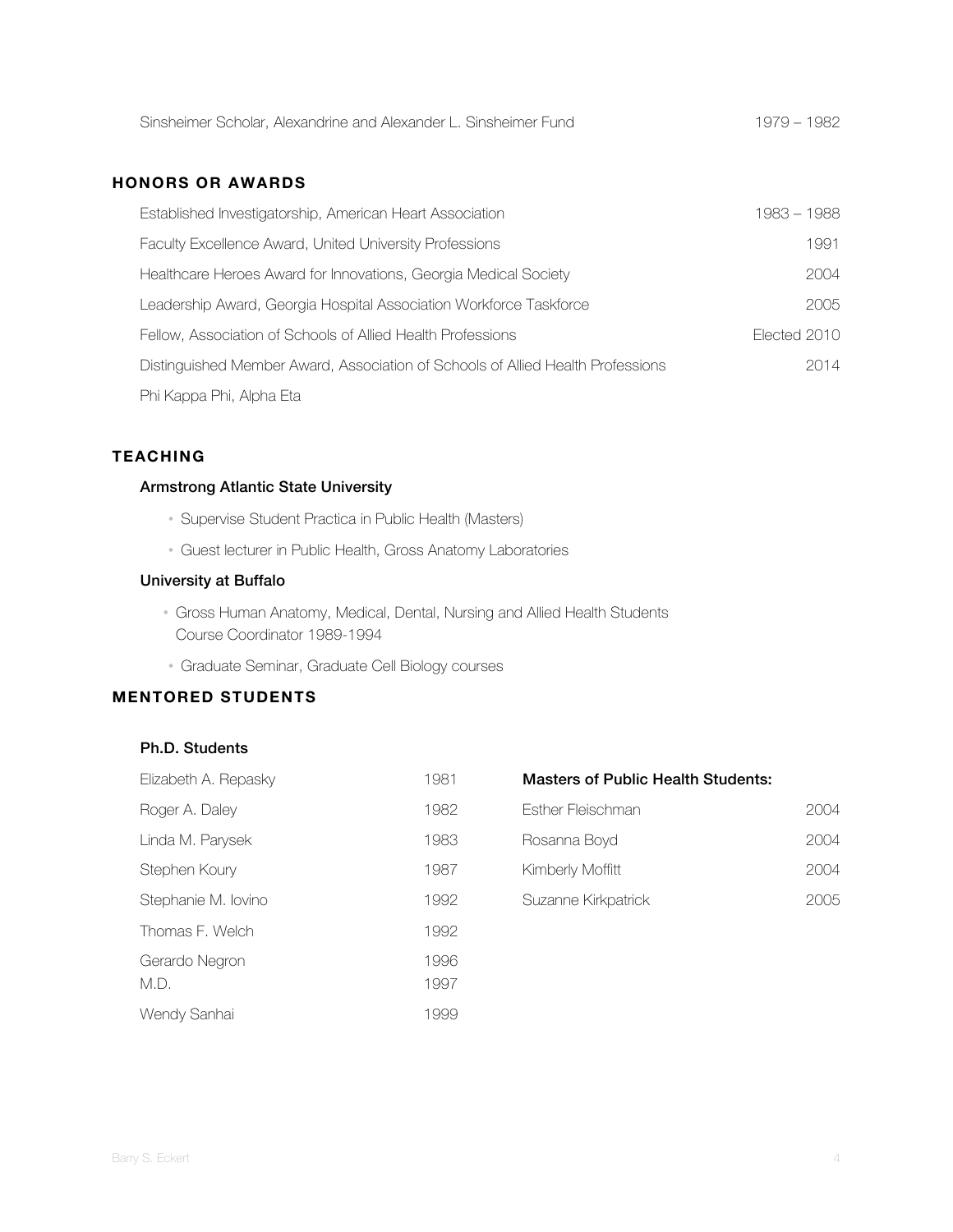| | |
|---|---|
| Sinsheimer Scholar, Alexandrine and Alexander L. Sinsheimer Fund | 1979 – 1982 |

## HONORS OR AWARDS

| | |
|---|---|
| Established Investigatorship, American Heart Association | 1983 – 1988 |
| Faculty Excellence Award, United University Professions | 1991 |
| Healthcare Heroes Award for Innovations, Georgia Medical Society | 2004 |
| Leadership Award, Georgia Hospital Association Workforce Taskforce | 2005 |
| Fellow, Association of Schools of Allied Health Professions | Elected 2010 |
| Distinguished Member Award, Association of Schools of Allied Health Professions | 2014 |
| Phi Kappa Phi, Alpha Eta | |

## TEACHING

### Armstrong Atlantic State University

- Supervise Student Practica in Public Health (Masters)
- Guest lecturer in Public Health, Gross Anatomy Laboratories

### University at Buffalo

- Gross Human Anatomy, Medical, Dental, Nursing and Allied Health Students
  Course Coordinator 1989-1994
- Graduate Seminar, Graduate Cell Biology courses

## MENTORED STUDENTS

### Ph.D. Students

| | |
|---|---|
| Elizabeth A. Repasky | 1981 |
| Roger A. Daley | 1982 |
| Linda M. Parysek | 1983 |
| Stephen Koury | 1987 |
| Stephanie M. Iovino | 1992 |
| Thomas F. Welch | 1992 |
| Gerardo Negron | 1996 |
| M.D. | 1997 |
| Wendy Sanhai | 1999 |

### Masters of Public Health Students:

| | |
|---|---|
| Esther Fleischman | 2004 |
| Rosanna Boyd | 2004 |
| Kimberly Moffitt | 2004 |
| Suzanne Kirkpatrick | 2005 |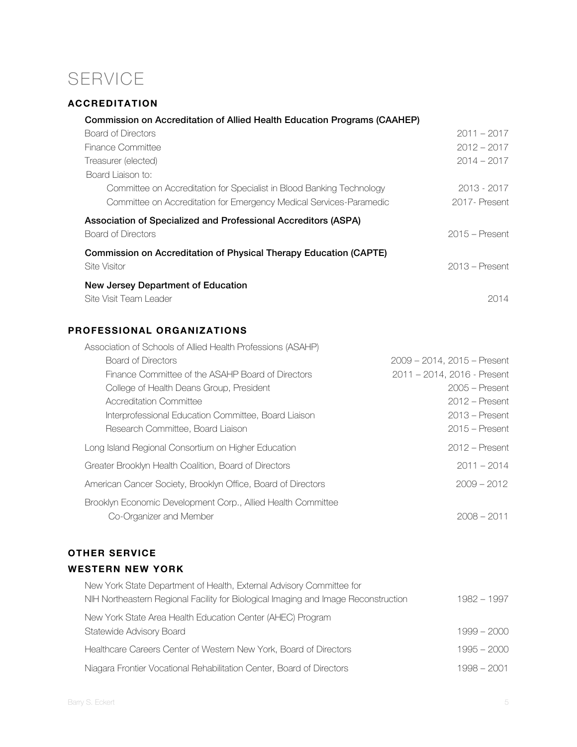# SERVICE

## ACCREDITATION

**Commission on Accreditation of Allied Health Education Programs (CAAHEP)**

Board of Directors 2011 – 2017
Finance Committee 2012 – 2017
Treasurer (elected) 2014 – 2017
Board Liaison to:
- Committee on Accreditation for Specialist in Blood Banking Technology 2013 - 2017
- Committee on Accreditation for Emergency Medical Services-Paramedic 2017- Present

**Association of Specialized and Professional Accreditors (ASPA)**

Board of Directors 2015 – Present

**Commission on Accreditation of Physical Therapy Education (CAPTE)**

Site Visitor 2013 – Present

**New Jersey Department of Education**

Site Visit Team Leader 2014

## PROFESSIONAL ORGANIZATIONS

Association of Schools of Allied Health Professions (ASAHP)
- Board of Directors 2009 – 2014, 2015 – Present
- Finance Committee of the ASAHP Board of Directors 2011 – 2014, 2016 - Present
- College of Health Deans Group, President 2005 – Present
- Accreditation Committee 2012 – Present
- Interprofessional Education Committee, Board Liaison 2013 – Present
- Research Committee, Board Liaison 2015 – Present

Long Island Regional Consortium on Higher Education 2012 – Present

Greater Brooklyn Health Coalition, Board of Directors 2011 – 2014

American Cancer Society, Brooklyn Office, Board of Directors 2009 – 2012

Brooklyn Economic Development Corp., Allied Health Committee
Co-Organizer and Member 2008 – 2011

## OTHER SERVICE

## WESTERN NEW YORK

New York State Department of Health, External Advisory Committee for
NIH Northeastern Regional Facility for Biological Imaging and Image Reconstruction 1982 – 1997

New York State Area Health Education Center (AHEC) Program
Statewide Advisory Board 1999 – 2000

Healthcare Careers Center of Western New York, Board of Directors 1995 – 2000

Niagara Frontier Vocational Rehabilitation Center, Board of Directors 1998 – 2001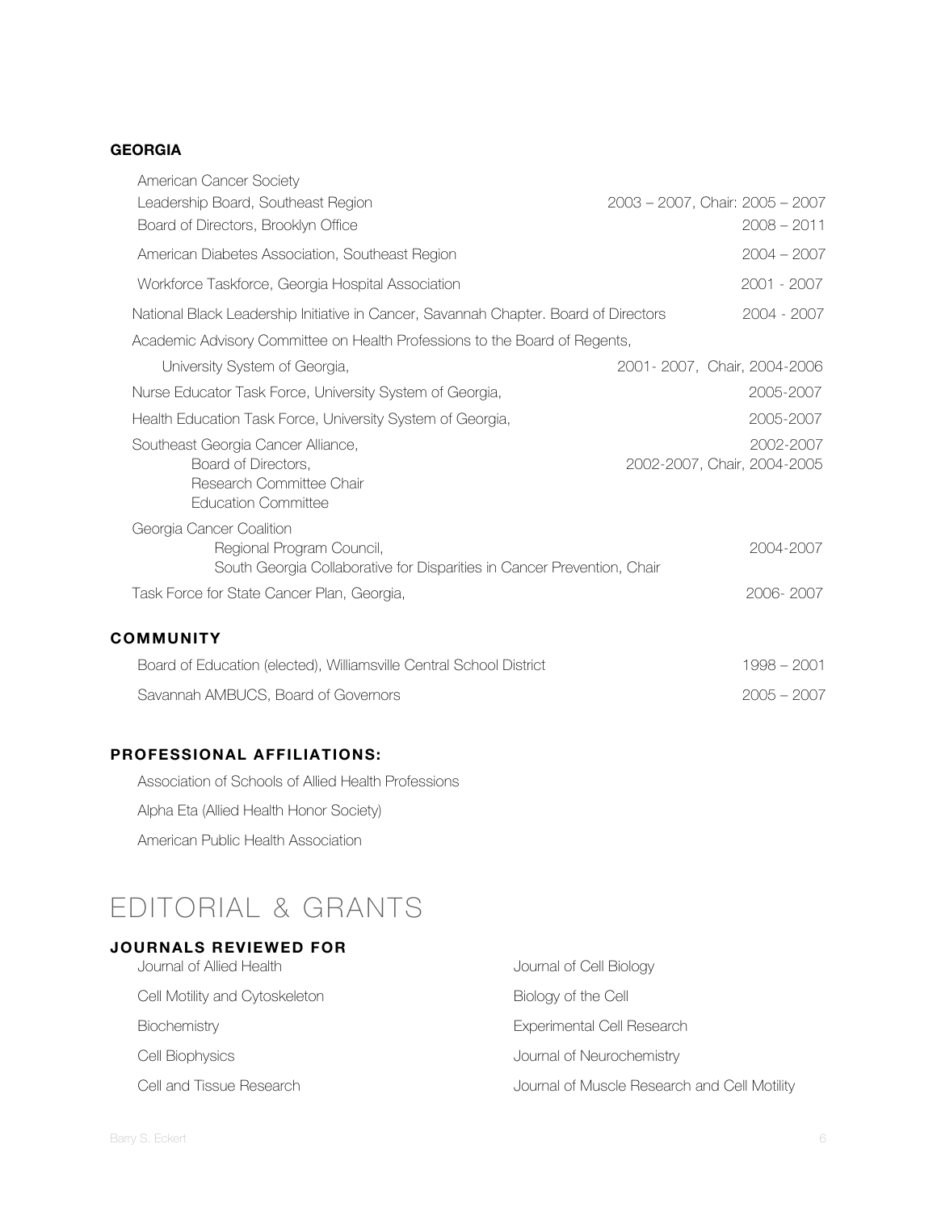### GEORGIA

American Cancer Society
- Leadership Board, Southeast Region — 2003 – 2007, Chair: 2005 – 2007
- Board of Directors, Brooklyn Office — 2008 – 2011

American Diabetes Association, Southeast Region — 2004 – 2007

Workforce Taskforce, Georgia Hospital Association — 2001 - 2007

National Black Leadership Initiative in Cancer, Savannah Chapter. Board of Directors — 2004 - 2007

Academic Advisory Committee on Health Professions to the Board of Regents,
University System of Georgia, — 2001- 2007, Chair, 2004-2006

Nurse Educator Task Force, University System of Georgia, — 2005-2007

Health Education Task Force, University System of Georgia, — 2005-2007

Southeast Georgia Cancer Alliance, — 2002-2007
- Board of Directors, — 2002-2007, Chair, 2004-2005
- Research Committee Chair
- Education Committee

Georgia Cancer Coalition
- Regional Program Council, — 2004-2007
- South Georgia Collaborative for Disparities in Cancer Prevention, Chair

Task Force for State Cancer Plan, Georgia, — 2006- 2007

### COMMUNITY

Board of Education (elected), Williamsville Central School District — 1998 – 2001

Savannah AMBUCS, Board of Governors — 2005 – 2007

### PROFESSIONAL AFFILIATIONS:

Association of Schools of Allied Health Professions

Alpha Eta (Allied Health Honor Society)

American Public Health Association

# EDITORIAL & GRANTS

### JOURNALS REVIEWED FOR

- Journal of Allied Health
- Cell Motility and Cytoskeleton
- Biochemistry
- Cell Biophysics
- Cell and Tissue Research
- Journal of Cell Biology
- Biology of the Cell
- Experimental Cell Research
- Journal of Neurochemistry
- Journal of Muscle Research and Cell Motility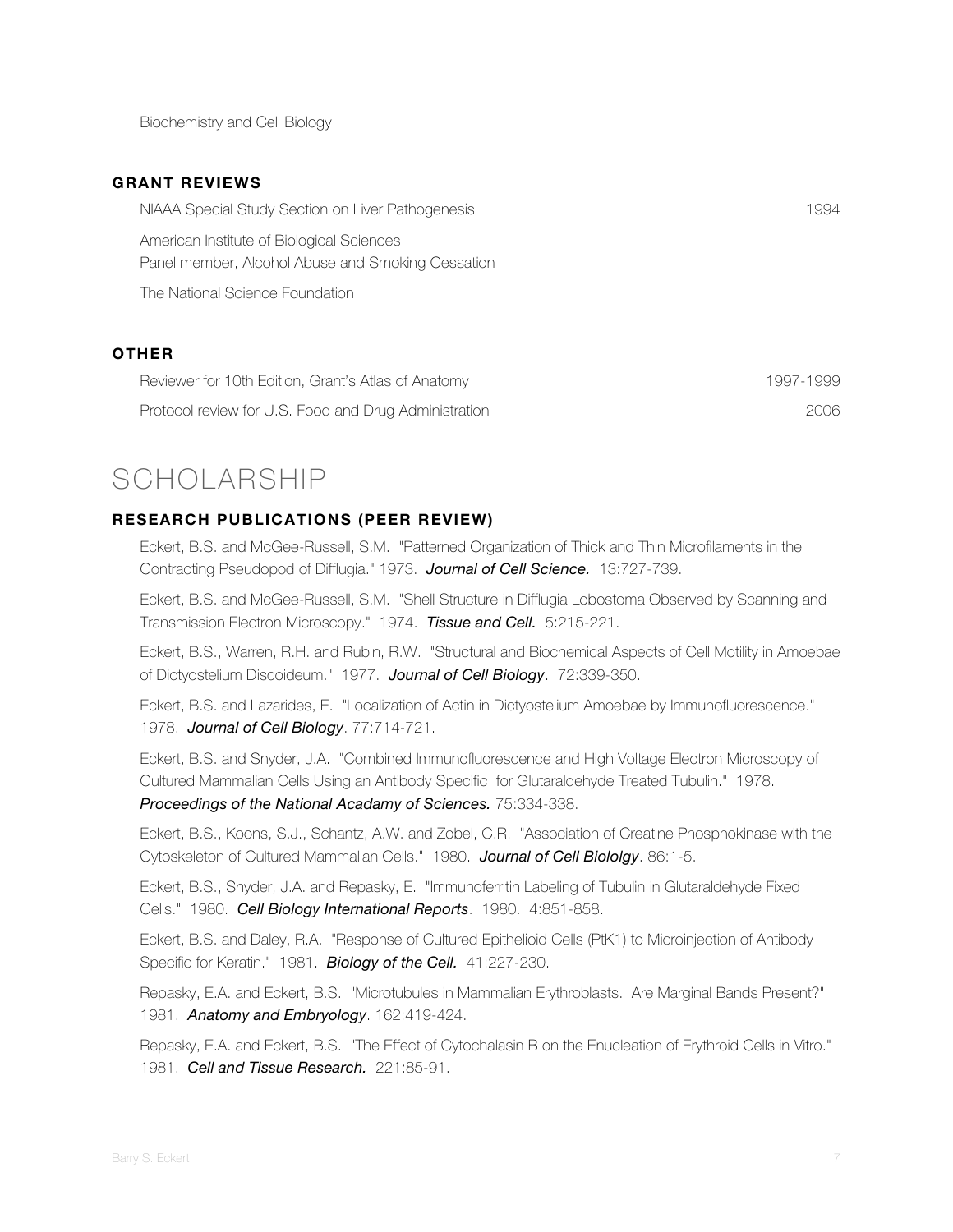Biochemistry and Cell Biology

### GRANT REVIEWS

NIAAA Special Study Section on Liver Pathogenesis 1994

American Institute of Biological Sciences
Panel member, Alcohol Abuse and Smoking Cessation

The National Science Foundation

### OTHER

Reviewer for 10th Edition, Grant's Atlas of Anatomy 1997-1999

Protocol review for U.S. Food and Drug Administration 2006

# SCHOLARSHIP

### RESEARCH PUBLICATIONS (PEER REVIEW)

Eckert, B.S. and McGee-Russell, S.M. "Patterned Organization of Thick and Thin Microfilaments in the Contracting Pseudopod of Difflugia." 1973. ***Journal of Cell Science.*** 13:727-739.

Eckert, B.S. and McGee-Russell, S.M. "Shell Structure in Difflugia Lobostoma Observed by Scanning and Transmission Electron Microscopy." 1974. ***Tissue and Cell.*** 5:215-221.

Eckert, B.S., Warren, R.H. and Rubin, R.W. "Structural and Biochemical Aspects of Cell Motility in Amoebae of Dictyostelium Discoideum." 1977. ***Journal of Cell Biology***. 72:339-350.

Eckert, B.S. and Lazarides, E. "Localization of Actin in Dictyostelium Amoebae by Immunofluorescence." 1978. ***Journal of Cell Biology***. 77:714-721.

Eckert, B.S. and Snyder, J.A. "Combined Immunofluorescence and High Voltage Electron Microscopy of Cultured Mammalian Cells Using an Antibody Specific for Glutaraldehyde Treated Tubulin." 1978. ***Proceedings of the National Acadamy of Sciences.*** 75:334-338.

Eckert, B.S., Koons, S.J., Schantz, A.W. and Zobel, C.R. "Association of Creatine Phosphokinase with the Cytoskeleton of Cultured Mammalian Cells." 1980. ***Journal of Cell Biololgy***. 86:1-5.

Eckert, B.S., Snyder, J.A. and Repasky, E. "Immunoferritin Labeling of Tubulin in Glutaraldehyde Fixed Cells." 1980. ***Cell Biology International Reports***. 1980. 4:851-858.

Eckert, B.S. and Daley, R.A. "Response of Cultured Epithelioid Cells (PtK1) to Microinjection of Antibody Specific for Keratin." 1981. ***Biology of the Cell.*** 41:227-230.

Repasky, E.A. and Eckert, B.S. "Microtubules in Mammalian Erythroblasts. Are Marginal Bands Present?" 1981. ***Anatomy and Embryology***. 162:419-424.

Repasky, E.A. and Eckert, B.S. "The Effect of Cytochalasin B on the Enucleation of Erythroid Cells in Vitro." 1981. ***Cell and Tissue Research.*** 221:85-91.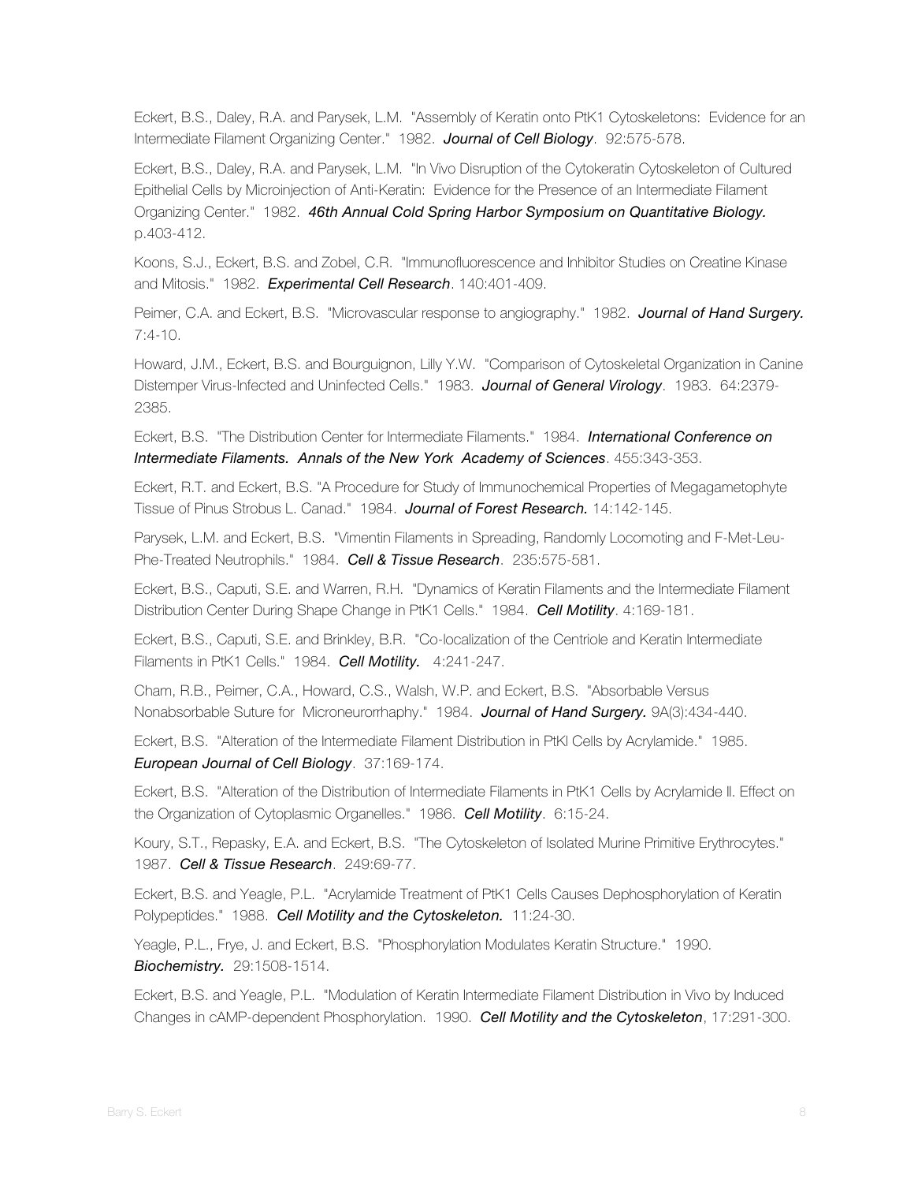Eckert, B.S., Daley, R.A. and Parysek, L.M. "Assembly of Keratin onto PtK1 Cytoskeletons: Evidence for an Intermediate Filament Organizing Center." 1982. ***Journal of Cell Biology***. 92:575-578.

Eckert, B.S., Daley, R.A. and Parysek, L.M. "In Vivo Disruption of the Cytokeratin Cytoskeleton of Cultured Epithelial Cells by Microinjection of Anti-Keratin: Evidence for the Presence of an Intermediate Filament Organizing Center." 1982. ***46th Annual Cold Spring Harbor Symposium on Quantitative Biology.*** p.403-412.

Koons, S.J., Eckert, B.S. and Zobel, C.R. "Immunofluorescence and Inhibitor Studies on Creatine Kinase and Mitosis." 1982. ***Experimental Cell Research***. 140:401-409.

Peimer, C.A. and Eckert, B.S. "Microvascular response to angiography." 1982. ***Journal of Hand Surgery.*** 7:4-10.

Howard, J.M., Eckert, B.S. and Bourguignon, Lilly Y.W. "Comparison of Cytoskeletal Organization in Canine Distemper Virus-Infected and Uninfected Cells." 1983. ***Journal of General Virology***. 1983. 64:2379-2385.

Eckert, B.S. "The Distribution Center for Intermediate Filaments." 1984. ***International Conference on Intermediate Filaments. Annals of the New York Academy of Sciences***. 455:343-353.

Eckert, R.T. and Eckert, B.S. "A Procedure for Study of Immunochemical Properties of Megagametophyte Tissue of Pinus Strobus L. Canad." 1984. ***Journal of Forest Research.*** 14:142-145.

Parysek, L.M. and Eckert, B.S. "Vimentin Filaments in Spreading, Randomly Locomoting and F-Met-Leu-Phe-Treated Neutrophils." 1984. ***Cell & Tissue Research***. 235:575-581.

Eckert, B.S., Caputi, S.E. and Warren, R.H. "Dynamics of Keratin Filaments and the Intermediate Filament Distribution Center During Shape Change in PtK1 Cells." 1984. ***Cell Motility***. 4:169-181.

Eckert, B.S., Caputi, S.E. and Brinkley, B.R. "Co-localization of the Centriole and Keratin Intermediate Filaments in PtK1 Cells." 1984. ***Cell Motility.*** 4:241-247.

Cham, R.B., Peimer, C.A., Howard, C.S., Walsh, W.P. and Eckert, B.S. "Absorbable Versus Nonabsorbable Suture for Microneurorrhaphy." 1984. ***Journal of Hand Surgery.*** 9A(3):434-440.

Eckert, B.S. "Alteration of the Intermediate Filament Distribution in PtKl Cells by Acrylamide." 1985. ***European Journal of Cell Biology***. 37:169-174.

Eckert, B.S. "Alteration of the Distribution of Intermediate Filaments in PtK1 Cells by Acrylamide II. Effect on the Organization of Cytoplasmic Organelles." 1986. ***Cell Motility***. 6:15-24.

Koury, S.T., Repasky, E.A. and Eckert, B.S. "The Cytoskeleton of Isolated Murine Primitive Erythrocytes." 1987. ***Cell & Tissue Research***. 249:69-77.

Eckert, B.S. and Yeagle, P.L. "Acrylamide Treatment of PtK1 Cells Causes Dephosphorylation of Keratin Polypeptides." 1988. ***Cell Motility and the Cytoskeleton.*** 11:24-30.

Yeagle, P.L., Frye, J. and Eckert, B.S. "Phosphorylation Modulates Keratin Structure." 1990. ***Biochemistry.*** 29:1508-1514.

Eckert, B.S. and Yeagle, P.L. "Modulation of Keratin Intermediate Filament Distribution in Vivo by Induced Changes in cAMP-dependent Phosphorylation. 1990. ***Cell Motility and the Cytoskeleton***, 17:291-300.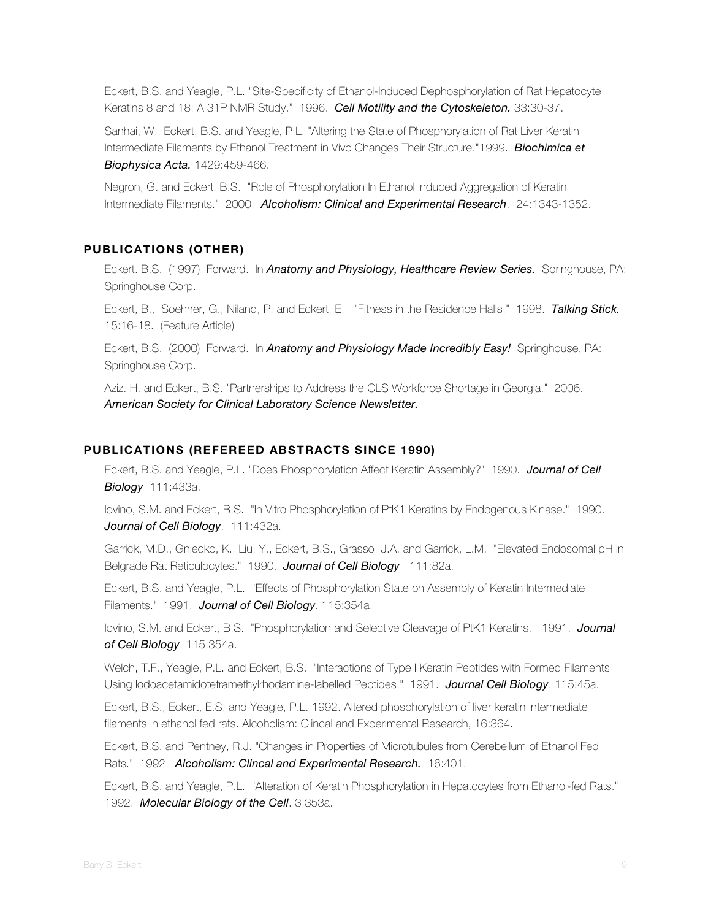Eckert, B.S. and Yeagle, P.L. "Site-Specificity of Ethanol-Induced Dephosphorylation of Rat Hepatocyte Keratins 8 and 18: A 31P NMR Study." 1996. ***Cell Motility and the Cytoskeleton.*** 33:30-37.

Sanhai, W., Eckert, B.S. and Yeagle, P.L. "Altering the State of Phosphorylation of Rat Liver Keratin Intermediate Filaments by Ethanol Treatment in Vivo Changes Their Structure."1999. ***Biochimica et Biophysica Acta.*** 1429:459-466.

Negron, G. and Eckert, B.S. "Role of Phosphorylation In Ethanol Induced Aggregation of Keratin Intermediate Filaments." 2000. ***Alcoholism: Clinical and Experimental Research***. 24:1343-1352.

## PUBLICATIONS (OTHER)

Eckert. B.S. (1997) Forward. In ***Anatomy and Physiology, Healthcare Review Series.*** Springhouse, PA: Springhouse Corp.

Eckert, B., Soehner, G., Niland, P. and Eckert, E. "Fitness in the Residence Halls." 1998. ***Talking Stick.*** 15:16-18. (Feature Article)

Eckert, B.S. (2000) Forward. In ***Anatomy and Physiology Made Incredibly Easy!*** Springhouse, PA: Springhouse Corp.

Aziz. H. and Eckert, B.S. "Partnerships to Address the CLS Workforce Shortage in Georgia." 2006. ***American Society for Clinical Laboratory Science Newsletter.***

## PUBLICATIONS (REFEREED ABSTRACTS SINCE 1990)

Eckert, B.S. and Yeagle, P.L. "Does Phosphorylation Affect Keratin Assembly?" 1990. ***Journal of Cell Biology*** 111:433a.

Iovino, S.M. and Eckert, B.S. "In Vitro Phosphorylation of PtK1 Keratins by Endogenous Kinase." 1990. ***Journal of Cell Biology***. 111:432a.

Garrick, M.D., Gniecko, K., Liu, Y., Eckert, B.S., Grasso, J.A. and Garrick, L.M. "Elevated Endosomal pH in Belgrade Rat Reticulocytes." 1990. ***Journal of Cell Biology***. 111:82a.

Eckert, B.S. and Yeagle, P.L. "Effects of Phosphorylation State on Assembly of Keratin Intermediate Filaments." 1991. ***Journal of Cell Biology***. 115:354a.

Iovino, S.M. and Eckert, B.S. "Phosphorylation and Selective Cleavage of PtK1 Keratins." 1991. ***Journal of Cell Biology***. 115:354a.

Welch, T.F., Yeagle, P.L. and Eckert, B.S. "Interactions of Type I Keratin Peptides with Formed Filaments Using Iodoacetamidotetramethylrhodamine-labelled Peptides." 1991. ***Journal Cell Biology***. 115:45a.

Eckert, B.S., Eckert, E.S. and Yeagle, P.L. 1992. Altered phosphorylation of liver keratin intermediate filaments in ethanol fed rats. Alcoholism: Clincal and Experimental Research, 16:364.

Eckert, B.S. and Pentney, R.J. "Changes in Properties of Microtubules from Cerebellum of Ethanol Fed Rats." 1992. ***Alcoholism: Clincal and Experimental Research.*** 16:401.

Eckert, B.S. and Yeagle, P.L. "Alteration of Keratin Phosphorylation in Hepatocytes from Ethanol-fed Rats." 1992. ***Molecular Biology of the Cell***. 3:353a.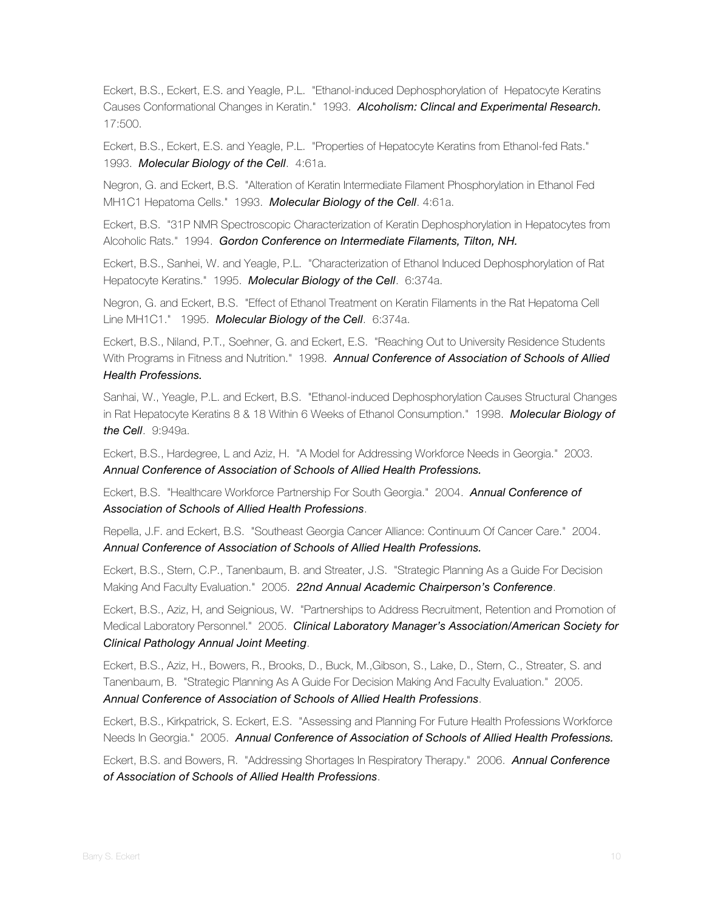Eckert, B.S., Eckert, E.S. and Yeagle, P.L. "Ethanol-induced Dephosphorylation of Hepatocyte Keratins Causes Conformational Changes in Keratin." 1993. ***Alcoholism: Clincal and Experimental Research.*** 17:500.

Eckert, B.S., Eckert, E.S. and Yeagle, P.L. "Properties of Hepatocyte Keratins from Ethanol-fed Rats." 1993. ***Molecular Biology of the Cell***. 4:61a.

Negron, G. and Eckert, B.S. "Alteration of Keratin Intermediate Filament Phosphorylation in Ethanol Fed MH1C1 Hepatoma Cells." 1993. ***Molecular Biology of the Cell***. 4:61a.

Eckert, B.S. "31P NMR Spectroscopic Characterization of Keratin Dephosphorylation in Hepatocytes from Alcoholic Rats." 1994. ***Gordon Conference on Intermediate Filaments, Tilton, NH.***

Eckert, B.S., Sanhei, W. and Yeagle, P.L. "Characterization of Ethanol Induced Dephosphorylation of Rat Hepatocyte Keratins." 1995. ***Molecular Biology of the Cell***. 6:374a.

Negron, G. and Eckert, B.S. "Effect of Ethanol Treatment on Keratin Filaments in the Rat Hepatoma Cell Line MH1C1." 1995. ***Molecular Biology of the Cell***. 6:374a.

Eckert, B.S., Niland, P.T., Soehner, G. and Eckert, E.S. "Reaching Out to University Residence Students With Programs in Fitness and Nutrition." 1998. ***Annual Conference of Association of Schools of Allied Health Professions.***

Sanhai, W., Yeagle, P.L. and Eckert, B.S. "Ethanol-induced Dephosphorylation Causes Structural Changes in Rat Hepatocyte Keratins 8 & 18 Within 6 Weeks of Ethanol Consumption." 1998. ***Molecular Biology of the Cell***. 9:949a.

Eckert, B.S., Hardegree, L and Aziz, H. "A Model for Addressing Workforce Needs in Georgia." 2003. ***Annual Conference of Association of Schools of Allied Health Professions.***

Eckert, B.S. "Healthcare Workforce Partnership For South Georgia." 2004. ***Annual Conference of Association of Schools of Allied Health Professions***.

Repella, J.F. and Eckert, B.S. "Southeast Georgia Cancer Alliance: Continuum Of Cancer Care." 2004. ***Annual Conference of Association of Schools of Allied Health Professions.***

Eckert, B.S., Stern, C.P., Tanenbaum, B. and Streater, J.S. "Strategic Planning As a Guide For Decision Making And Faculty Evaluation." 2005. ***22nd Annual Academic Chairperson's Conference***.

Eckert, B.S., Aziz, H, and Seignious, W. "Partnerships to Address Recruitment, Retention and Promotion of Medical Laboratory Personnel." 2005. ***Clinical Laboratory Manager's Association/American Society for Clinical Pathology Annual Joint Meeting***.

Eckert, B.S., Aziz, H., Bowers, R., Brooks, D., Buck, M.,Gibson, S., Lake, D., Stern, C., Streater, S. and Tanenbaum, B. "Strategic Planning As A Guide For Decision Making And Faculty Evaluation." 2005. ***Annual Conference of Association of Schools of Allied Health Professions***.

Eckert, B.S., Kirkpatrick, S. Eckert, E.S. "Assessing and Planning For Future Health Professions Workforce Needs In Georgia." 2005. ***Annual Conference of Association of Schools of Allied Health Professions.***

Eckert, B.S. and Bowers, R. "Addressing Shortages In Respiratory Therapy." 2006. ***Annual Conference of Association of Schools of Allied Health Professions***.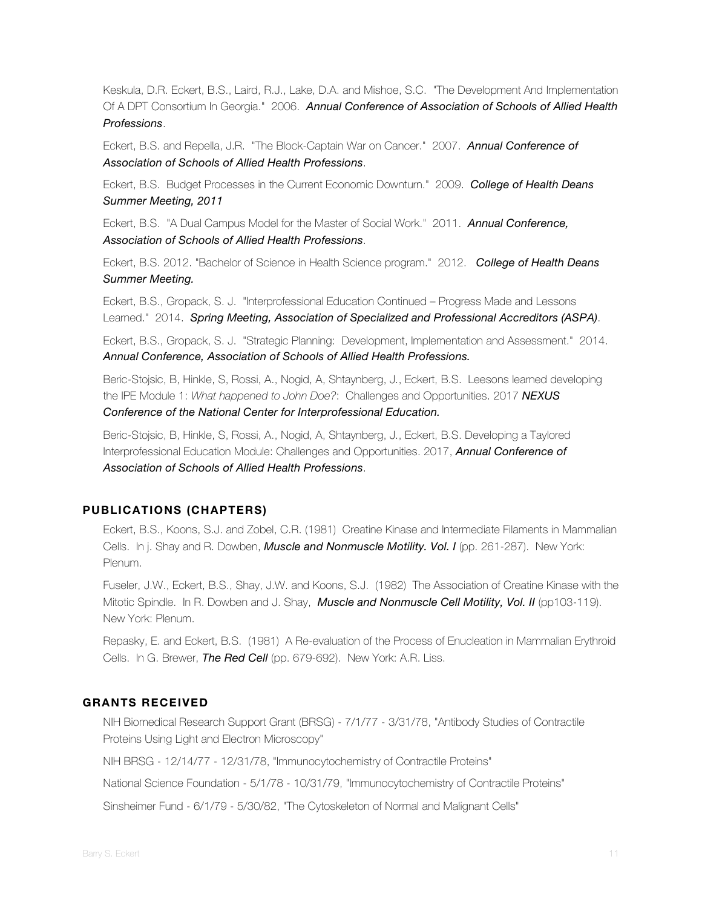Keskula, D.R. Eckert, B.S., Laird, R.J., Lake, D.A. and Mishoe, S.C. "The Development And Implementation Of A DPT Consortium In Georgia." 2006. ***Annual Conference of Association of Schools of Allied Health Professions***.

Eckert, B.S. and Repella, J.R. "The Block-Captain War on Cancer." 2007. ***Annual Conference of Association of Schools of Allied Health Professions***.

Eckert, B.S. Budget Processes in the Current Economic Downturn." 2009. ***College of Health Deans Summer Meeting, 2011***

Eckert, B.S. "A Dual Campus Model for the Master of Social Work." 2011. ***Annual Conference, Association of Schools of Allied Health Professions***.

Eckert, B.S. 2012. "Bachelor of Science in Health Science program." 2012. ***College of Health Deans Summer Meeting.***

Eckert, B.S., Gropack, S. J. "Interprofessional Education Continued – Progress Made and Lessons Learned." 2014. ***Spring Meeting, Association of Specialized and Professional Accreditors (ASPA)***.

Eckert, B.S., Gropack, S. J. "Strategic Planning: Development, Implementation and Assessment." 2014. ***Annual Conference, Association of Schools of Allied Health Professions.***

Beric-Stojsic, B, Hinkle, S, Rossi, A., Nogid, A, Shtaynberg, J., Eckert, B.S. Leesons learned developing the IPE Module 1: *What happened to John Doe?*: Challenges and Opportunities. 2017 ***NEXUS Conference of the National Center for Interprofessional Education.***

Beric-Stojsic, B, Hinkle, S, Rossi, A., Nogid, A, Shtaynberg, J., Eckert, B.S. Developing a Taylored Interprofessional Education Module: Challenges and Opportunities. 2017, ***Annual Conference of Association of Schools of Allied Health Professions***.

## PUBLICATIONS (CHAPTERS)

Eckert, B.S., Koons, S.J. and Zobel, C.R. (1981) Creatine Kinase and Intermediate Filaments in Mammalian Cells. In j. Shay and R. Dowben, ***Muscle and Nonmuscle Motility. Vol. I*** (pp. 261-287). New York: Plenum.

Fuseler, J.W., Eckert, B.S., Shay, J.W. and Koons, S.J. (1982) The Association of Creatine Kinase with the Mitotic Spindle. In R. Dowben and J. Shay, ***Muscle and Nonmuscle Cell Motility, Vol. II*** (pp103-119). New York: Plenum.

Repasky, E. and Eckert, B.S. (1981) A Re-evaluation of the Process of Enucleation in Mammalian Erythroid Cells. In G. Brewer, ***The Red Cell*** (pp. 679-692). New York: A.R. Liss.

## GRANTS RECEIVED

NIH Biomedical Research Support Grant (BRSG) - 7/1/77 - 3/31/78, "Antibody Studies of Contractile Proteins Using Light and Electron Microscopy"

NIH BRSG - 12/14/77 - 12/31/78, "Immunocytochemistry of Contractile Proteins"

National Science Foundation - 5/1/78 - 10/31/79, "Immunocytochemistry of Contractile Proteins"

Sinsheimer Fund - 6/1/79 - 5/30/82, "The Cytoskeleton of Normal and Malignant Cells"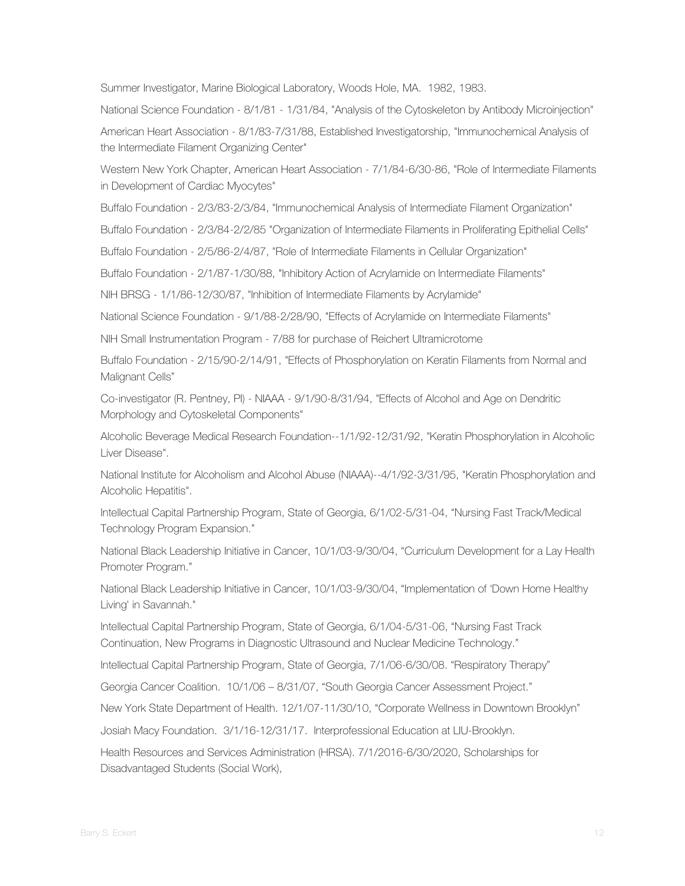Summer Investigator, Marine Biological Laboratory, Woods Hole, MA.  1982, 1983.

National Science Foundation - 8/1/81 - 1/31/84, "Analysis of the Cytoskeleton by Antibody Microinjection"

American Heart Association - 8/1/83-7/31/88, Established Investigatorship, "Immunochemical Analysis of the Intermediate Filament Organizing Center"

Western New York Chapter, American Heart Association - 7/1/84-6/30-86, "Role of Intermediate Filaments in Development of Cardiac Myocytes"

Buffalo Foundation - 2/3/83-2/3/84, "Immunochemical Analysis of Intermediate Filament Organization"

Buffalo Foundation - 2/3/84-2/2/85 "Organization of Intermediate Filaments in Proliferating Epithelial Cells"

Buffalo Foundation - 2/5/86-2/4/87, "Role of Intermediate Filaments in Cellular Organization"

Buffalo Foundation - 2/1/87-1/30/88, "Inhibitory Action of Acrylamide on Intermediate Filaments"

NIH BRSG - 1/1/86-12/30/87, "Inhibition of Intermediate Filaments by Acrylamide"

National Science Foundation - 9/1/88-2/28/90, "Effects of Acrylamide on Intermediate Filaments"

NIH Small Instrumentation Program - 7/88 for purchase of Reichert Ultramicrotome

Buffalo Foundation - 2/15/90-2/14/91, "Effects of Phosphorylation on Keratin Filaments from Normal and Malignant Cells"

Co-investigator (R. Pentney, PI) - NIAAA - 9/1/90-8/31/94, "Effects of Alcohol and Age on Dendritic Morphology and Cytoskeletal Components"

Alcoholic Beverage Medical Research Foundation--1/1/92-12/31/92, "Keratin Phosphorylation in Alcoholic Liver Disease".

National Institute for Alcoholism and Alcohol Abuse (NIAAA)--4/1/92-3/31/95, "Keratin Phosphorylation and Alcoholic Hepatitis".

Intellectual Capital Partnership Program, State of Georgia, 6/1/02-5/31-04, "Nursing Fast Track/Medical Technology Program Expansion."

National Black Leadership Initiative in Cancer, 10/1/03-9/30/04, "Curriculum Development for a Lay Health Promoter Program."

National Black Leadership Initiative in Cancer, 10/1/03-9/30/04, "Implementation of 'Down Home Healthy Living' in Savannah."

Intellectual Capital Partnership Program, State of Georgia, 6/1/04-5/31-06, "Nursing Fast Track Continuation, New Programs in Diagnostic Ultrasound and Nuclear Medicine Technology."

Intellectual Capital Partnership Program, State of Georgia, 7/1/06-6/30/08. "Respiratory Therapy"

Georgia Cancer Coalition.  10/1/06 – 8/31/07, "South Georgia Cancer Assessment Project."

New York State Department of Health. 12/1/07-11/30/10, "Corporate Wellness in Downtown Brooklyn"

Josiah Macy Foundation.  3/1/16-12/31/17.  Interprofessional Education at LIU-Brooklyn.

Health Resources and Services Administration (HRSA). 7/1/2016-6/30/2020, Scholarships for Disadvantaged Students (Social Work),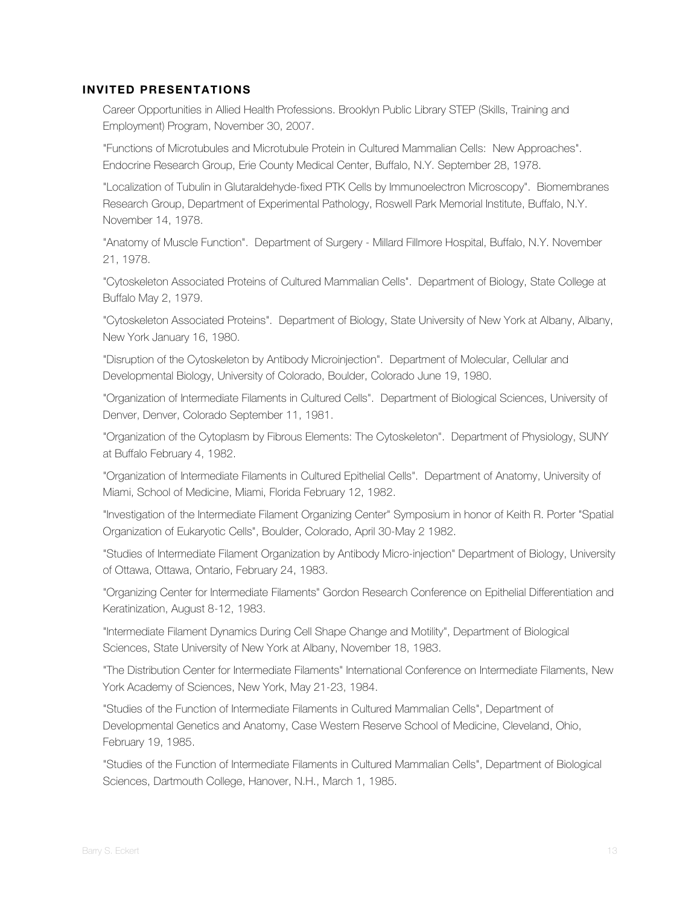## INVITED PRESENTATIONS

Career Opportunities in Allied Health Professions. Brooklyn Public Library STEP (Skills, Training and Employment) Program, November 30, 2007.

"Functions of Microtubules and Microtubule Protein in Cultured Mammalian Cells: New Approaches". Endocrine Research Group, Erie County Medical Center, Buffalo, N.Y. September 28, 1978.

"Localization of Tubulin in Glutaraldehyde-fixed PTK Cells by Immunoelectron Microscopy". Biomembranes Research Group, Department of Experimental Pathology, Roswell Park Memorial Institute, Buffalo, N.Y. November 14, 1978.

"Anatomy of Muscle Function". Department of Surgery - Millard Fillmore Hospital, Buffalo, N.Y. November 21, 1978.

"Cytoskeleton Associated Proteins of Cultured Mammalian Cells". Department of Biology, State College at Buffalo May 2, 1979.

"Cytoskeleton Associated Proteins". Department of Biology, State University of New York at Albany, Albany, New York January 16, 1980.

"Disruption of the Cytoskeleton by Antibody Microinjection". Department of Molecular, Cellular and Developmental Biology, University of Colorado, Boulder, Colorado June 19, 1980.

"Organization of Intermediate Filaments in Cultured Cells". Department of Biological Sciences, University of Denver, Denver, Colorado September 11, 1981.

"Organization of the Cytoplasm by Fibrous Elements: The Cytoskeleton". Department of Physiology, SUNY at Buffalo February 4, 1982.

"Organization of Intermediate Filaments in Cultured Epithelial Cells". Department of Anatomy, University of Miami, School of Medicine, Miami, Florida February 12, 1982.

"Investigation of the Intermediate Filament Organizing Center" Symposium in honor of Keith R. Porter "Spatial Organization of Eukaryotic Cells", Boulder, Colorado, April 30-May 2 1982.

"Studies of Intermediate Filament Organization by Antibody Micro-injection" Department of Biology, University of Ottawa, Ottawa, Ontario, February 24, 1983.

"Organizing Center for Intermediate Filaments" Gordon Research Conference on Epithelial Differentiation and Keratinization, August 8-12, 1983.

"Intermediate Filament Dynamics During Cell Shape Change and Motility", Department of Biological Sciences, State University of New York at Albany, November 18, 1983.

"The Distribution Center for Intermediate Filaments" International Conference on Intermediate Filaments, New York Academy of Sciences, New York, May 21-23, 1984.

"Studies of the Function of Intermediate Filaments in Cultured Mammalian Cells", Department of Developmental Genetics and Anatomy, Case Western Reserve School of Medicine, Cleveland, Ohio, February 19, 1985.

"Studies of the Function of Intermediate Filaments in Cultured Mammalian Cells", Department of Biological Sciences, Dartmouth College, Hanover, N.H., March 1, 1985.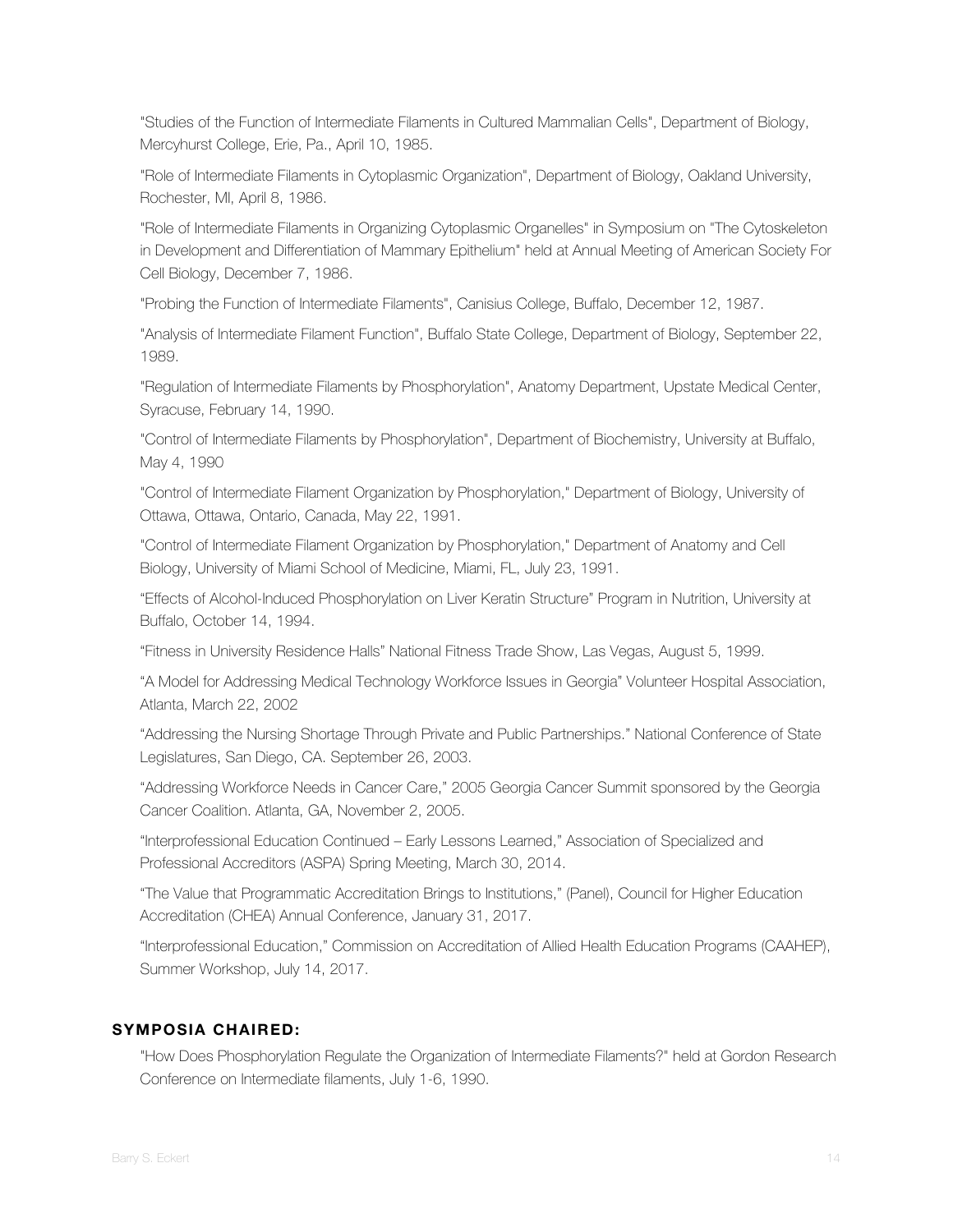"Studies of the Function of Intermediate Filaments in Cultured Mammalian Cells", Department of Biology, Mercyhurst College, Erie, Pa., April 10, 1985.

"Role of Intermediate Filaments in Cytoplasmic Organization", Department of Biology, Oakland University, Rochester, MI, April 8, 1986.

"Role of Intermediate Filaments in Organizing Cytoplasmic Organelles" in Symposium on "The Cytoskeleton in Development and Differentiation of Mammary Epithelium" held at Annual Meeting of American Society For Cell Biology, December 7, 1986.

"Probing the Function of Intermediate Filaments", Canisius College, Buffalo, December 12, 1987.

"Analysis of Intermediate Filament Function", Buffalo State College, Department of Biology, September 22, 1989.

"Regulation of Intermediate Filaments by Phosphorylation", Anatomy Department, Upstate Medical Center, Syracuse, February 14, 1990.

"Control of Intermediate Filaments by Phosphorylation", Department of Biochemistry, University at Buffalo, May 4, 1990

"Control of Intermediate Filament Organization by Phosphorylation," Department of Biology, University of Ottawa, Ottawa, Ontario, Canada, May 22, 1991.

"Control of Intermediate Filament Organization by Phosphorylation," Department of Anatomy and Cell Biology, University of Miami School of Medicine, Miami, FL, July 23, 1991.

"Effects of Alcohol-Induced Phosphorylation on Liver Keratin Structure" Program in Nutrition, University at Buffalo, October 14, 1994.

"Fitness in University Residence Halls" National Fitness Trade Show, Las Vegas, August 5, 1999.

"A Model for Addressing Medical Technology Workforce Issues in Georgia" Volunteer Hospital Association, Atlanta, March 22, 2002

"Addressing the Nursing Shortage Through Private and Public Partnerships." National Conference of State Legislatures, San Diego, CA. September 26, 2003.

"Addressing Workforce Needs in Cancer Care," 2005 Georgia Cancer Summit sponsored by the Georgia Cancer Coalition. Atlanta, GA, November 2, 2005.

"Interprofessional Education Continued – Early Lessons Learned," Association of Specialized and Professional Accreditors (ASPA) Spring Meeting, March 30, 2014.

"The Value that Programmatic Accreditation Brings to Institutions," (Panel), Council for Higher Education Accreditation (CHEA) Annual Conference, January 31, 2017.

"Interprofessional Education," Commission on Accreditation of Allied Health Education Programs (CAAHEP), Summer Workshop, July 14, 2017.

## SYMPOSIA CHAIRED:

"How Does Phosphorylation Regulate the Organization of Intermediate Filaments?" held at Gordon Research Conference on Intermediate filaments, July 1-6, 1990.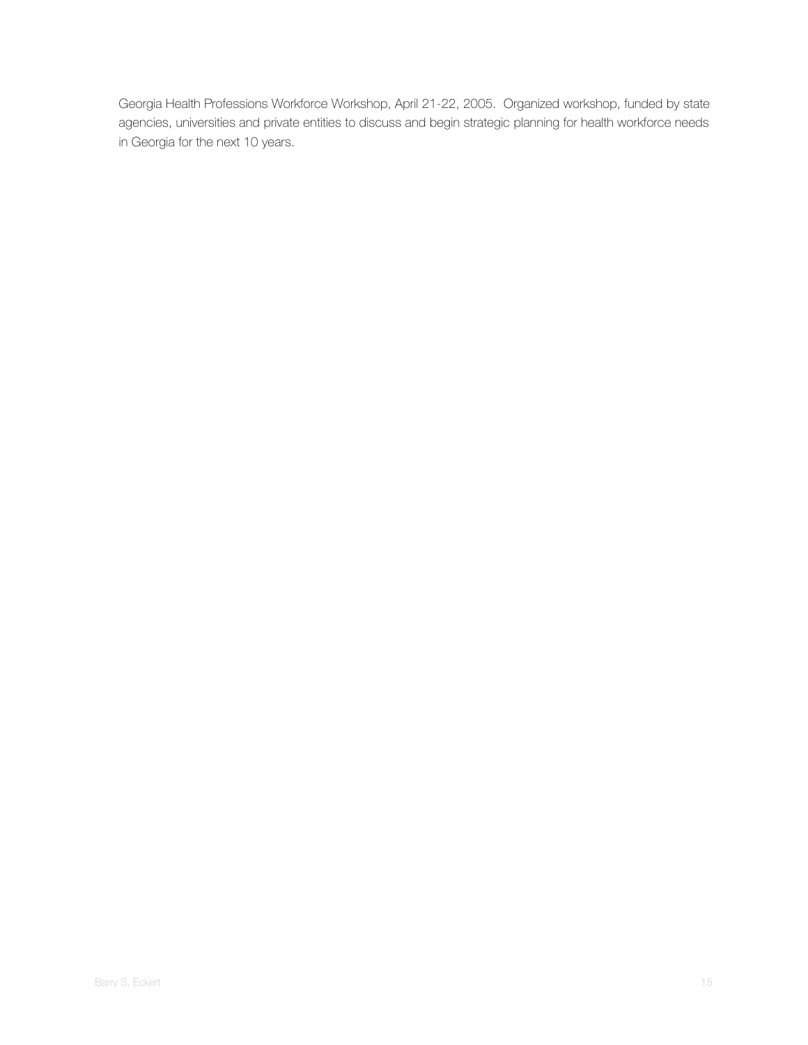Georgia Health Professions Workforce Workshop, April 21-22, 2005. Organized workshop, funded by state agencies, universities and private entities to discuss and begin strategic planning for health workforce needs in Georgia for the next 10 years.